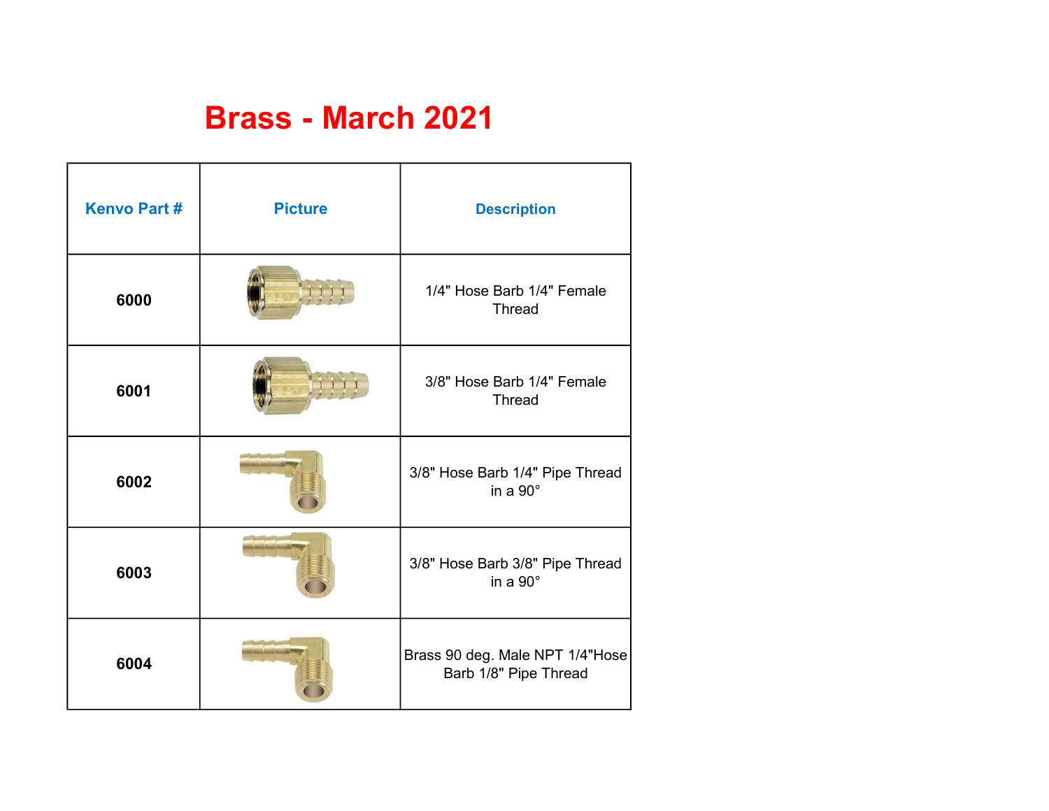# Brass - March 2021

| Kenvo Part # | Picture | Description |
|---|---|---|
| **6000** | | 1/4" Hose Barb 1/4" Female Thread |
| **6001** | | 3/8" Hose Barb 1/4" Female Thread |
| **6002** | | 3/8" Hose Barb 1/4" Pipe Thread in a 90° |
| **6003** | | 3/8" Hose Barb 3/8" Pipe Thread in a 90° |
| **6004** | | Brass 90 deg. Male NPT 1/4"Hose Barb 1/8" Pipe Thread |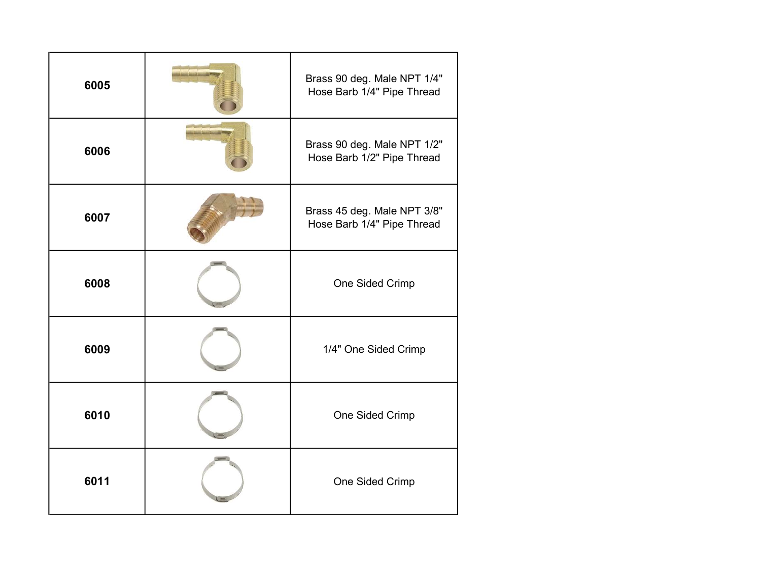| 6005 | | Brass 90 deg. Male NPT 1/4" Hose Barb 1/4" Pipe Thread |
|---|---|---|
| 6006 | | Brass 90 deg. Male NPT 1/2" Hose Barb 1/2" Pipe Thread |
| 6007 | | Brass 45 deg. Male NPT 3/8" Hose Barb 1/4" Pipe Thread |
| 6008 | | One Sided Crimp |
| 6009 | | 1/4" One Sided Crimp |
| 6010 | | One Sided Crimp |
| 6011 | | One Sided Crimp |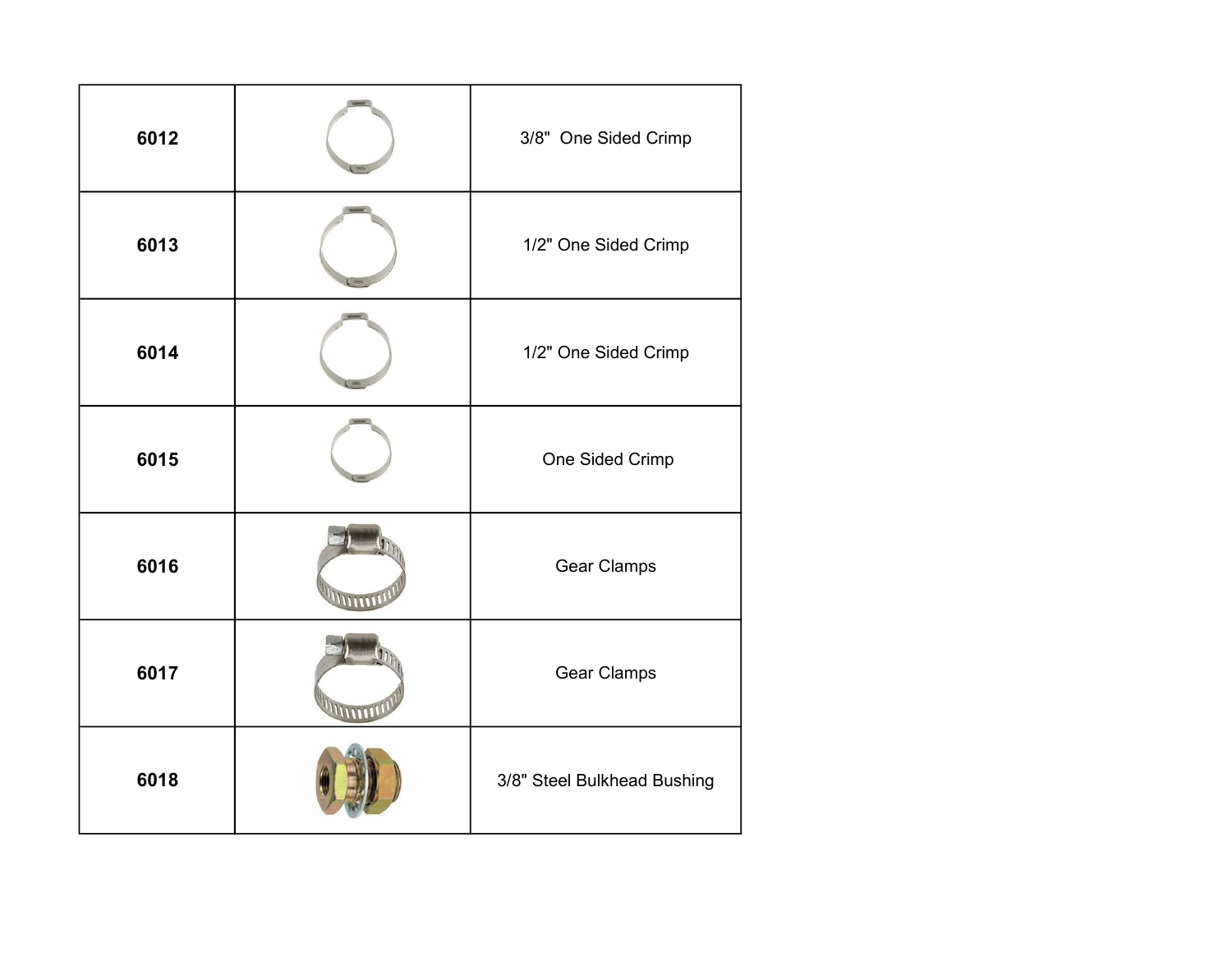| | | |
|---|---|---|
| **6012** | | 3/8"  One Sided Crimp |
| **6013** | | 1/2" One Sided Crimp |
| **6014** | | 1/2" One Sided Crimp |
| **6015** | | One Sided Crimp |
| **6016** | | Gear Clamps |
| **6017** | | Gear Clamps |
| **6018** | | 3/8" Steel Bulkhead Bushing |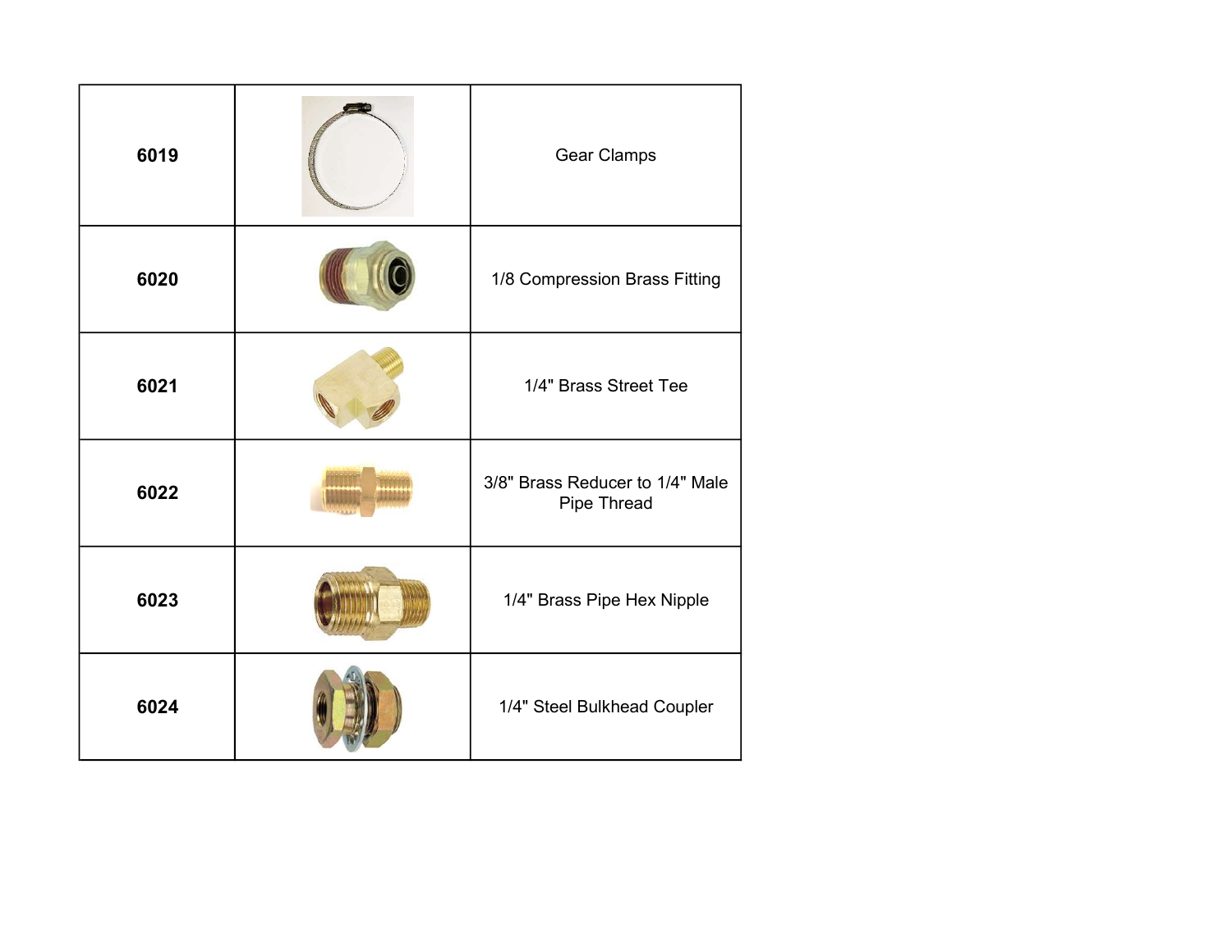| | | |
|---|---|---|
| **6019** | | Gear Clamps |
| **6020** | | 1/8 Compression Brass Fitting |
| **6021** | | 1/4" Brass Street Tee |
| **6022** | | 3/8" Brass Reducer to 1/4" Male Pipe Thread |
| **6023** | | 1/4" Brass Pipe Hex Nipple |
| **6024** | | 1/4" Steel Bulkhead Coupler |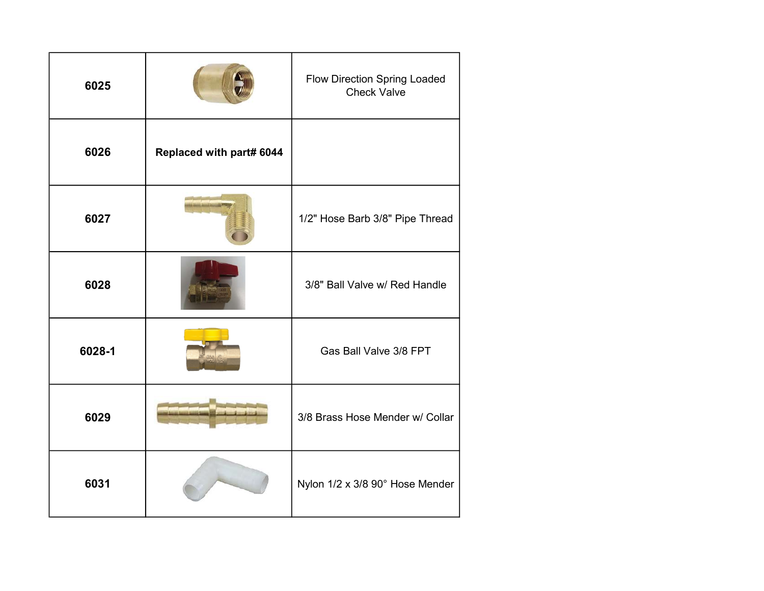| | | |
|---|---|---|
| **6025** | | Flow Direction Spring Loaded Check Valve |
| **6026** | **Replaced with part# 6044** | |
| **6027** | | 1/2" Hose Barb 3/8" Pipe Thread |
| **6028** | | 3/8" Ball Valve w/ Red Handle |
| **6028-1** | | Gas Ball Valve 3/8 FPT |
| **6029** | | 3/8 Brass Hose Mender w/ Collar |
| **6031** | | Nylon 1/2 x 3/8 90° Hose Mender |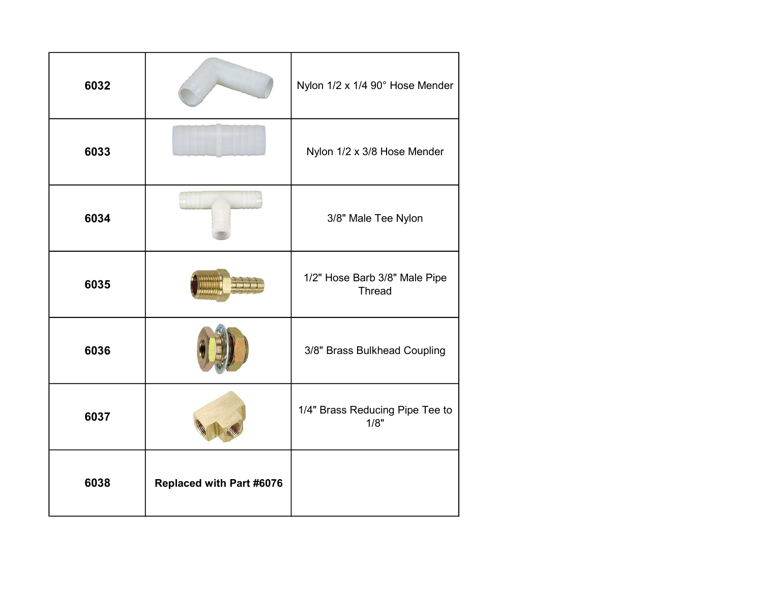| | | |
|---|---|---|
| **6032** | | Nylon 1/2 x 1/4 90° Hose Mender |
| **6033** | | Nylon 1/2 x 3/8 Hose Mender |
| **6034** | | 3/8" Male Tee Nylon |
| **6035** | | 1/2" Hose Barb 3/8" Male Pipe Thread |
| **6036** | | 3/8" Brass Bulkhead Coupling |
| **6037** | | 1/4" Brass Reducing Pipe Tee to 1/8" |
| **6038** | **Replaced with Part #6076** | |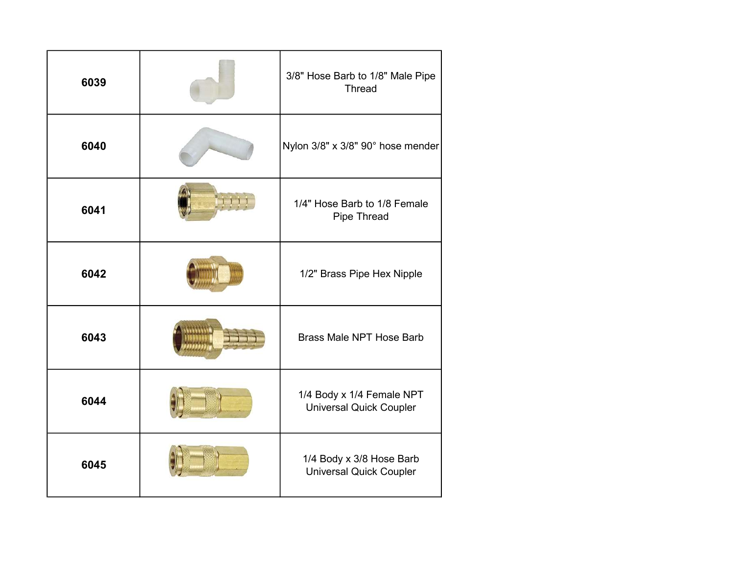| | | |
|---|---|---|
| **6039** | | 3/8" Hose Barb to 1/8" Male Pipe Thread |
| **6040** | | Nylon 3/8" x 3/8" 90° hose mender |
| **6041** | | 1/4" Hose Barb to 1/8 Female Pipe Thread |
| **6042** | | 1/2" Brass Pipe Hex Nipple |
| **6043** | | Brass Male NPT Hose Barb |
| **6044** | | 1/4 Body x 1/4 Female NPT Universal Quick Coupler |
| **6045** | | 1/4 Body x 3/8 Hose Barb Universal Quick Coupler |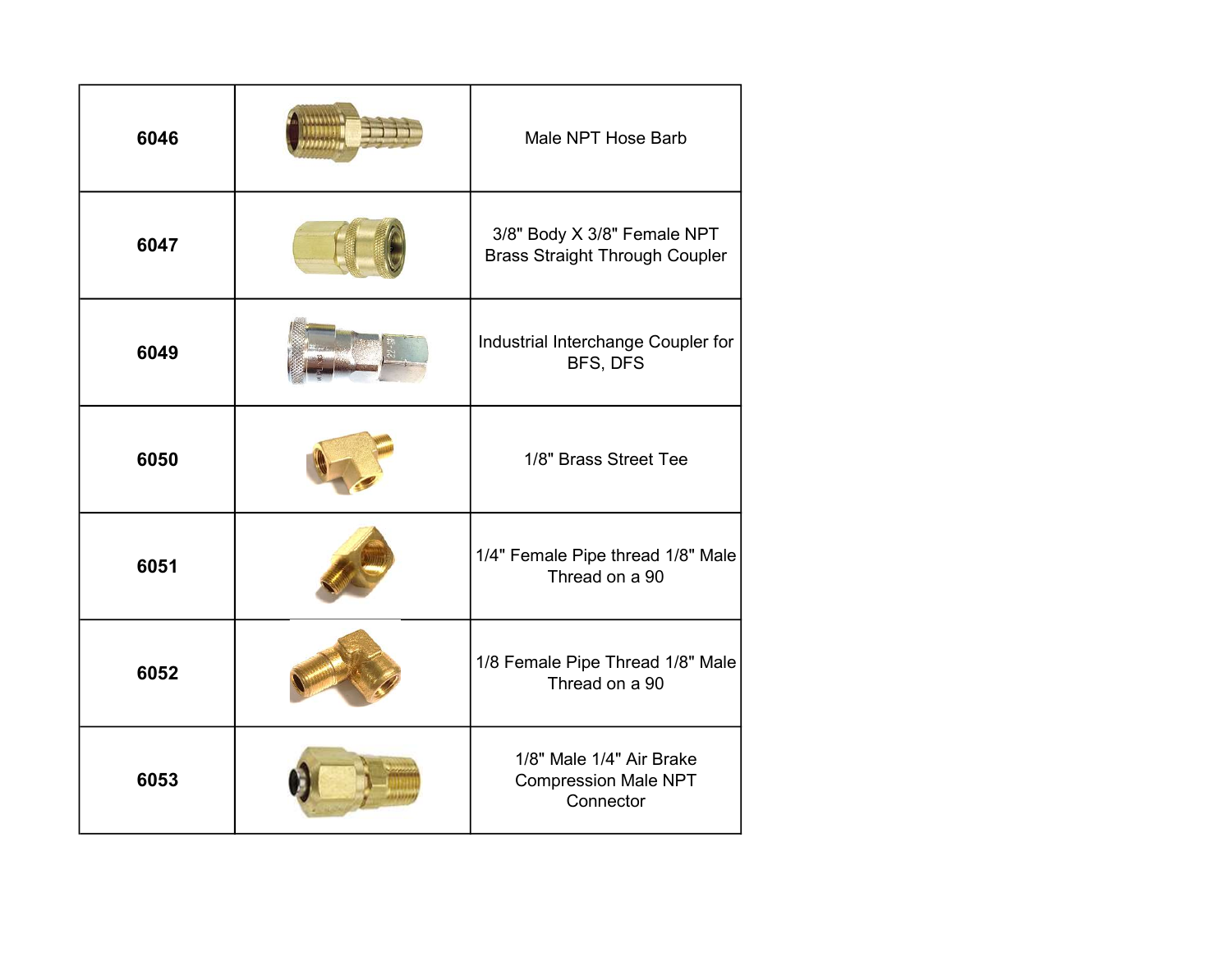| | | |
|---|---|---|
| **6046** | | Male NPT Hose Barb |
| **6047** | | 3/8" Body X 3/8" Female NPT Brass Straight Through Coupler |
| **6049** | | Industrial Interchange Coupler for BFS, DFS |
| **6050** | | 1/8" Brass Street Tee |
| **6051** | | 1/4" Female Pipe thread 1/8" Male Thread on a 90 |
| **6052** | | 1/8 Female Pipe Thread 1/8" Male Thread on a 90 |
| **6053** | | 1/8" Male 1/4" Air Brake Compression Male NPT Connector |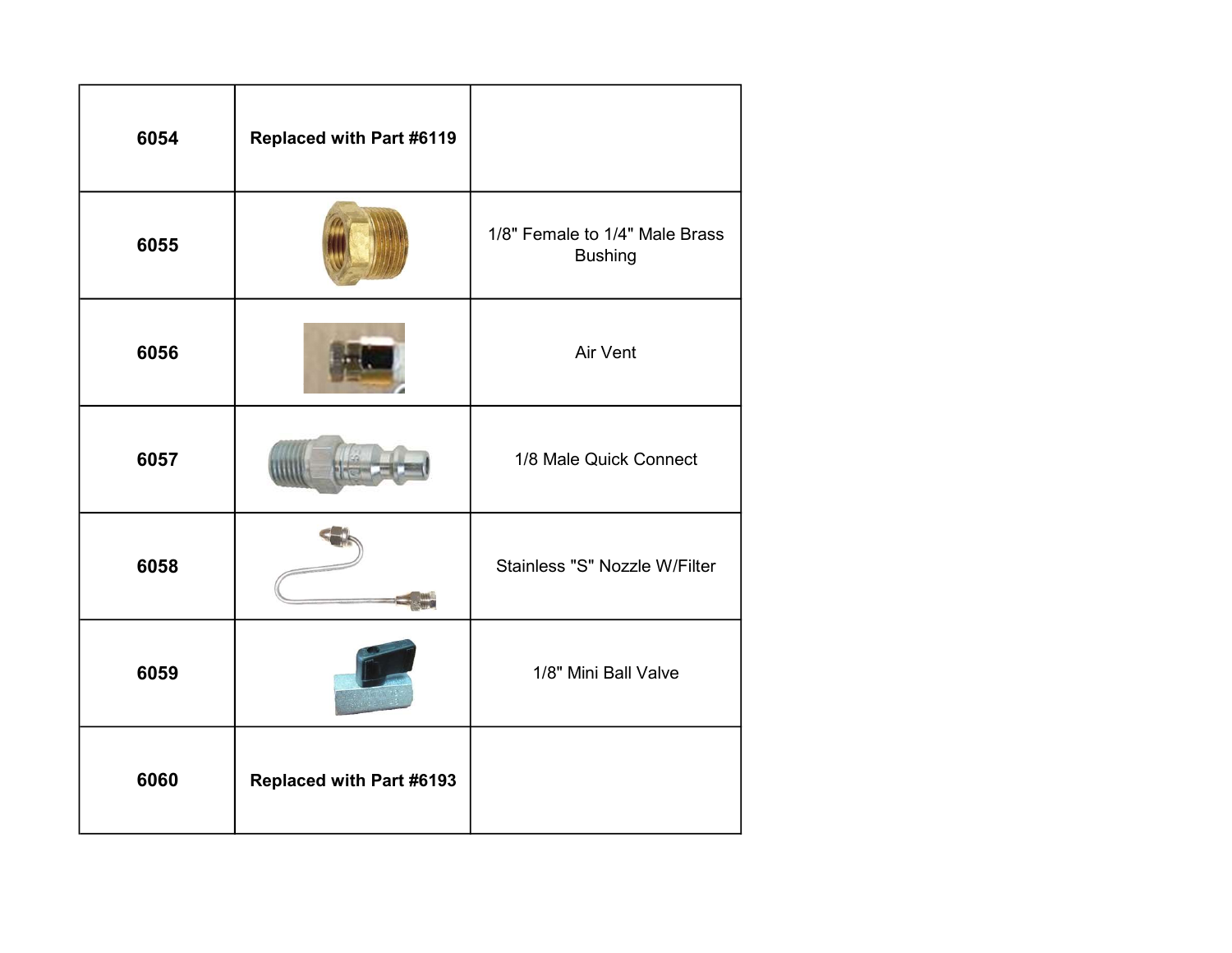| | | |
|---|---|---|
| **6054** | **Replaced with Part #6119** | |
| **6055** | | 1/8" Female to 1/4" Male Brass Bushing |
| **6056** | | Air Vent |
| **6057** | | 1/8 Male Quick Connect |
| **6058** | | Stainless "S" Nozzle W/Filter |
| **6059** | | 1/8" Mini Ball Valve |
| **6060** | **Replaced with Part #6193** | |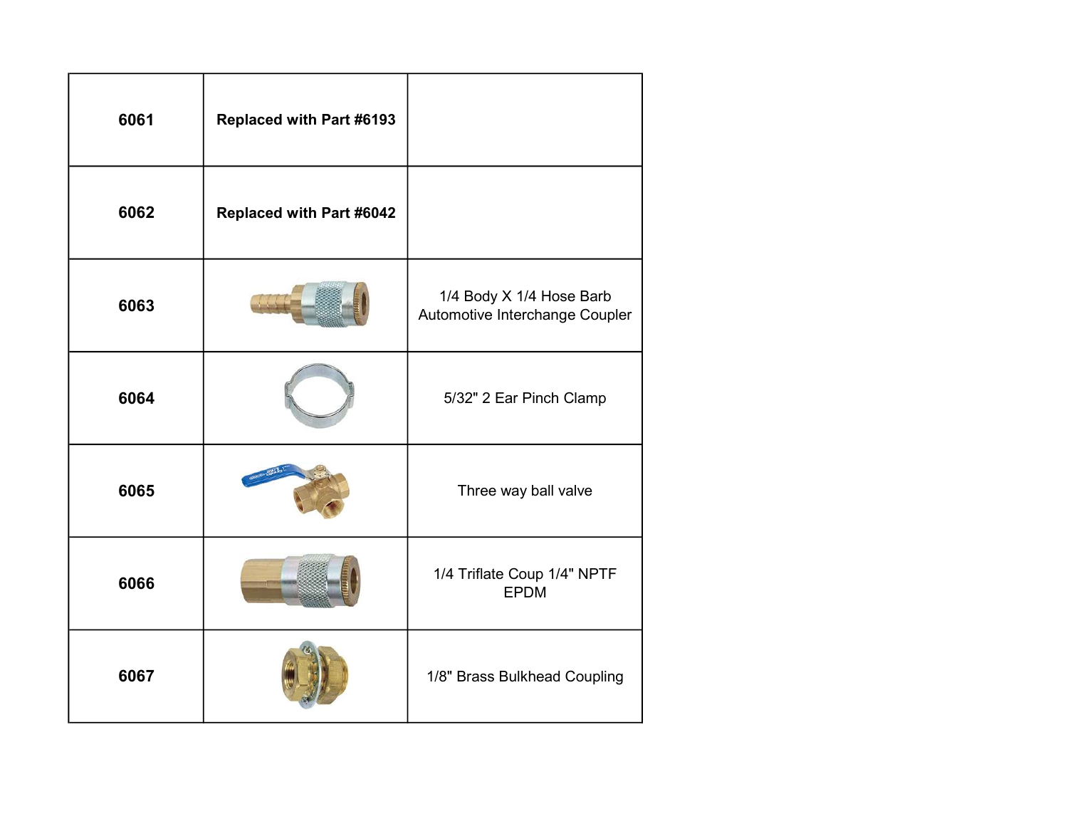| 6061 | Replaced with Part #6193 | |
|---|---|---|
| 6062 | Replaced with Part #6042 | |
| 6063 | | 1/4 Body X 1/4 Hose Barb Automotive Interchange Coupler |
| 6064 | | 5/32" 2 Ear Pinch Clamp |
| 6065 | | Three way ball valve |
| 6066 | | 1/4 Triflate Coup 1/4" NPTF EPDM |
| 6067 | | 1/8" Brass Bulkhead Coupling |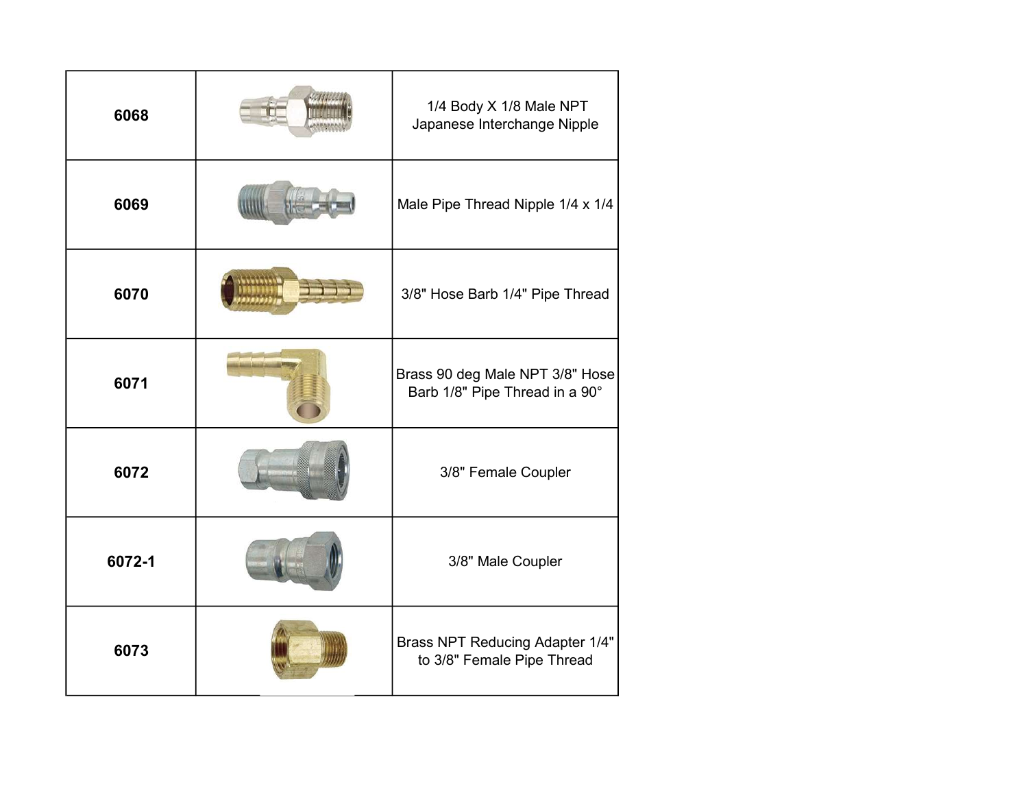| | | |
|---|---|---|
| **6068** | | 1/4 Body X 1/8 Male NPT Japanese Interchange Nipple |
| **6069** | | Male Pipe Thread Nipple 1/4 x 1/4 |
| **6070** | | 3/8" Hose Barb 1/4" Pipe Thread |
| **6071** | | Brass 90 deg Male NPT 3/8" Hose Barb 1/8" Pipe Thread in a 90° |
| **6072** | | 3/8" Female Coupler |
| **6072-1** | | 3/8" Male Coupler |
| **6073** | | Brass NPT Reducing Adapter 1/4" to 3/8" Female Pipe Thread |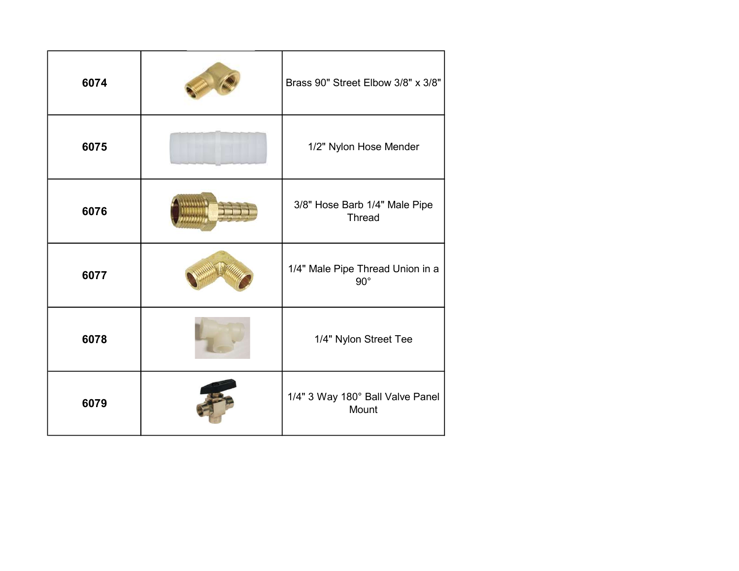| 6074 | | Brass 90" Street Elbow 3/8" x 3/8" |
|---|---|---|
| 6075 | | 1/2" Nylon Hose Mender |
| 6076 | | 3/8" Hose Barb 1/4" Male Pipe Thread |
| 6077 | | 1/4" Male Pipe Thread Union in a 90° |
| 6078 | | 1/4" Nylon Street Tee |
| 6079 | | 1/4" 3 Way 180° Ball Valve Panel Mount |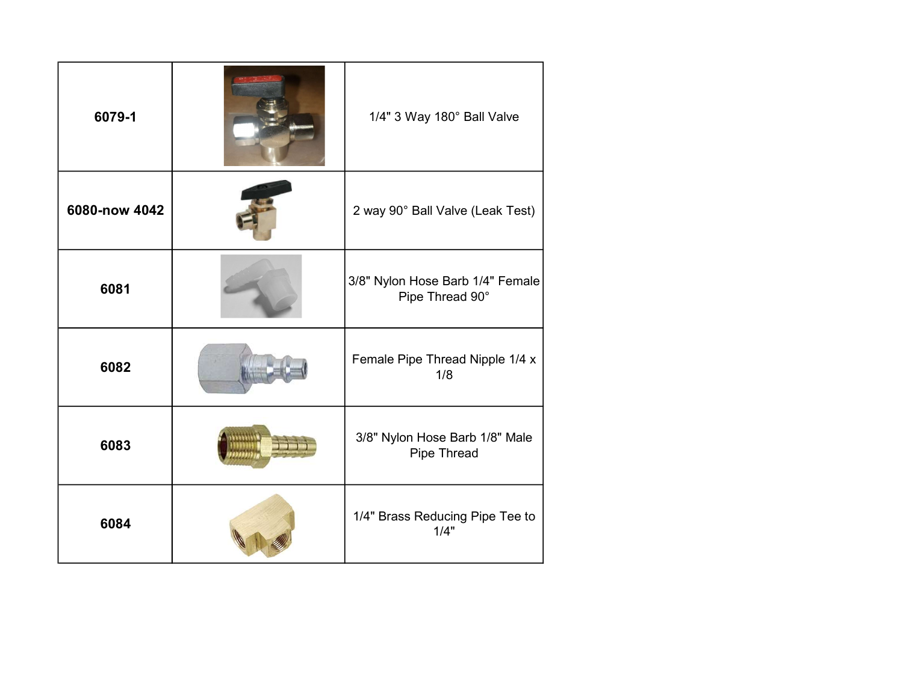| | | |
|---|---|---|
| **6079-1** | | 1/4" 3 Way 180° Ball Valve |
| **6080-now 4042** | | 2 way 90° Ball Valve (Leak Test) |
| **6081** | | 3/8" Nylon Hose Barb 1/4" Female Pipe Thread 90° |
| **6082** | | Female Pipe Thread Nipple 1/4 x 1/8 |
| **6083** | | 3/8" Nylon Hose Barb 1/8" Male Pipe Thread |
| **6084** | | 1/4" Brass Reducing Pipe Tee to 1/4" |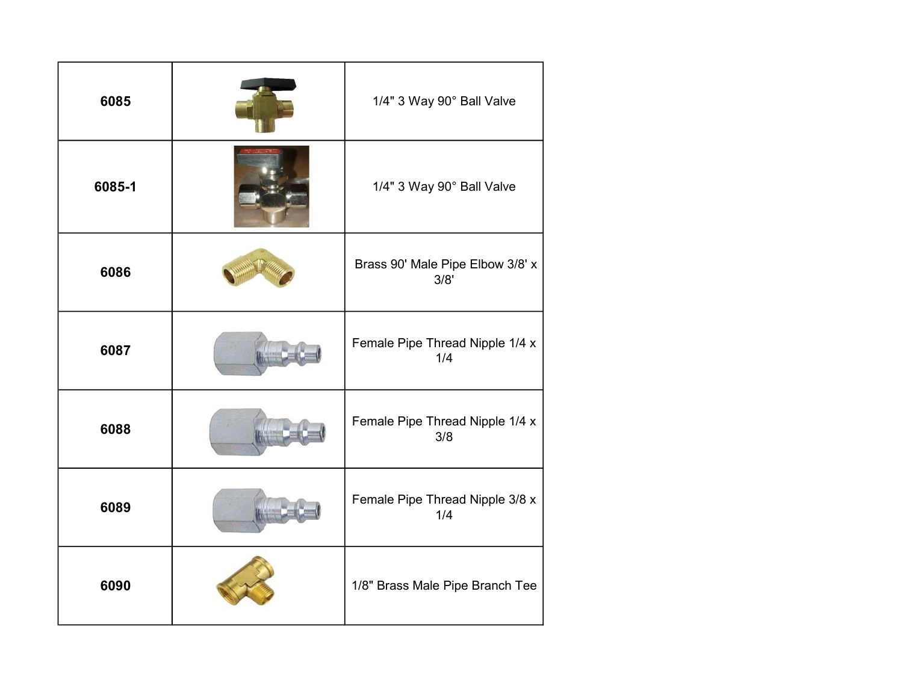| | | |
|---|---|---|
| **6085** | | 1/4" 3 Way 90° Ball Valve |
| **6085-1** | | 1/4" 3 Way 90° Ball Valve |
| **6086** | | Brass 90' Male Pipe Elbow 3/8' x 3/8' |
| **6087** | | Female Pipe Thread Nipple 1/4 x 1/4 |
| **6088** | | Female Pipe Thread Nipple 1/4 x 3/8 |
| **6089** | | Female Pipe Thread Nipple 3/8 x 1/4 |
| **6090** | | 1/8" Brass Male Pipe Branch Tee |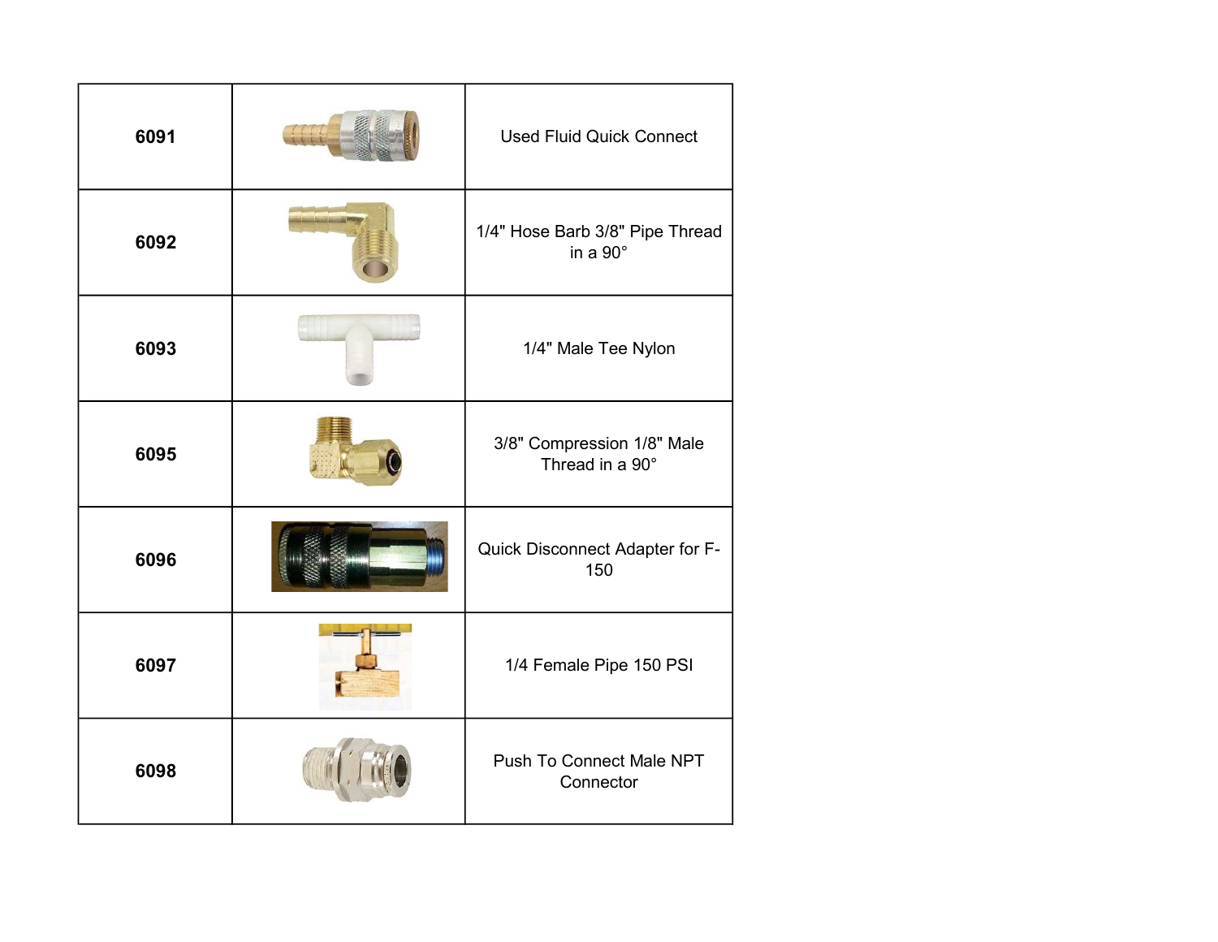| | | |
|---|---|---|
| **6091** | | Used Fluid Quick Connect |
| **6092** | | 1/4" Hose Barb 3/8" Pipe Thread in a 90° |
| **6093** | | 1/4" Male Tee Nylon |
| **6095** | | 3/8" Compression 1/8" Male Thread in a 90° |
| **6096** | | Quick Disconnect Adapter for F-150 |
| **6097** | | 1/4 Female Pipe 150 PSI |
| **6098** | | Push To Connect Male NPT Connector |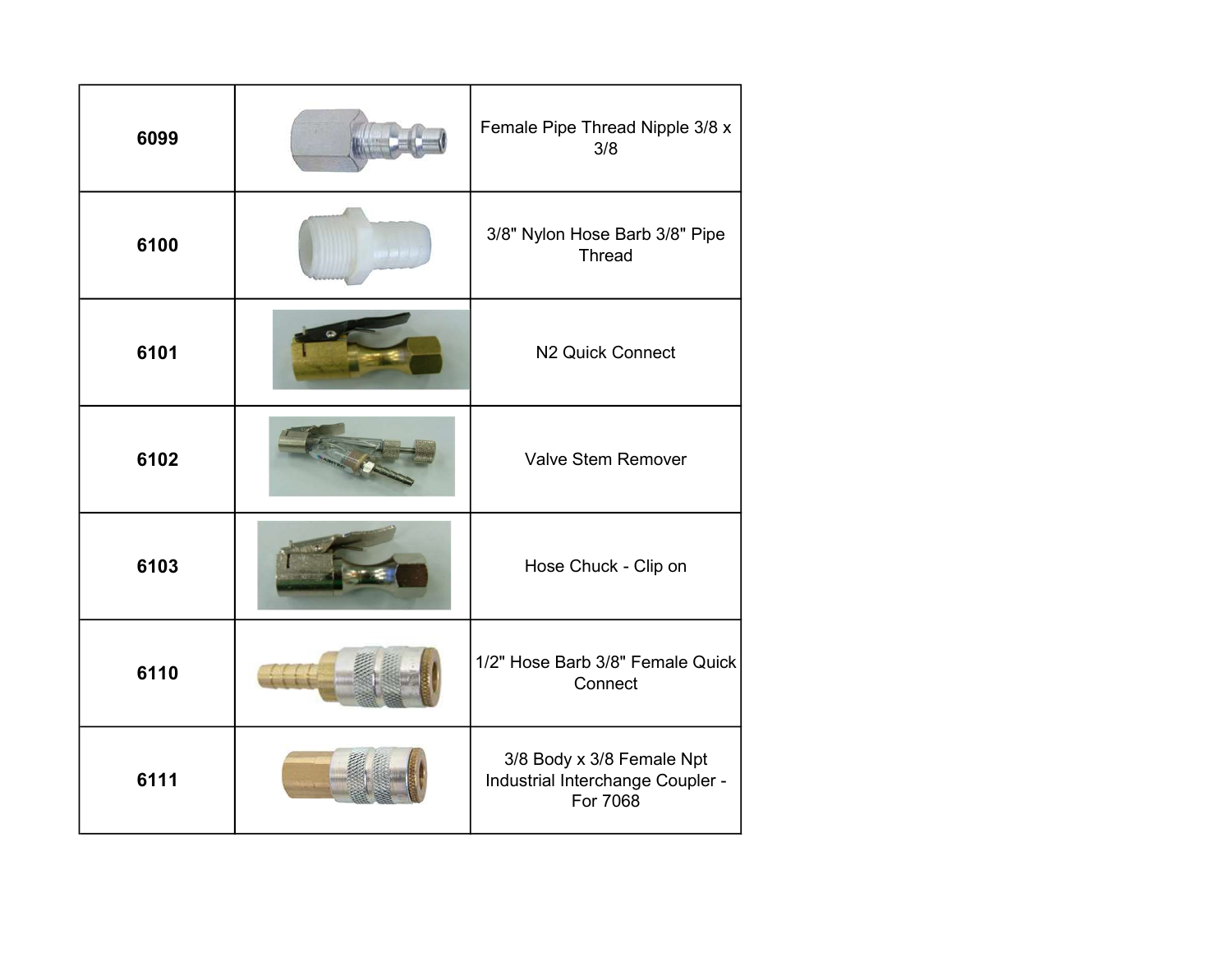| | | |
|---|---|---|
| **6099** | | Female Pipe Thread Nipple 3/8 x 3/8 |
| **6100** | | 3/8" Nylon Hose Barb 3/8" Pipe Thread |
| **6101** | | N2 Quick Connect |
| **6102** | | Valve Stem Remover |
| **6103** | | Hose Chuck - Clip on |
| **6110** | | 1/2" Hose Barb 3/8" Female Quick Connect |
| **6111** | | 3/8 Body x 3/8 Female Npt Industrial Interchange Coupler - For 7068 |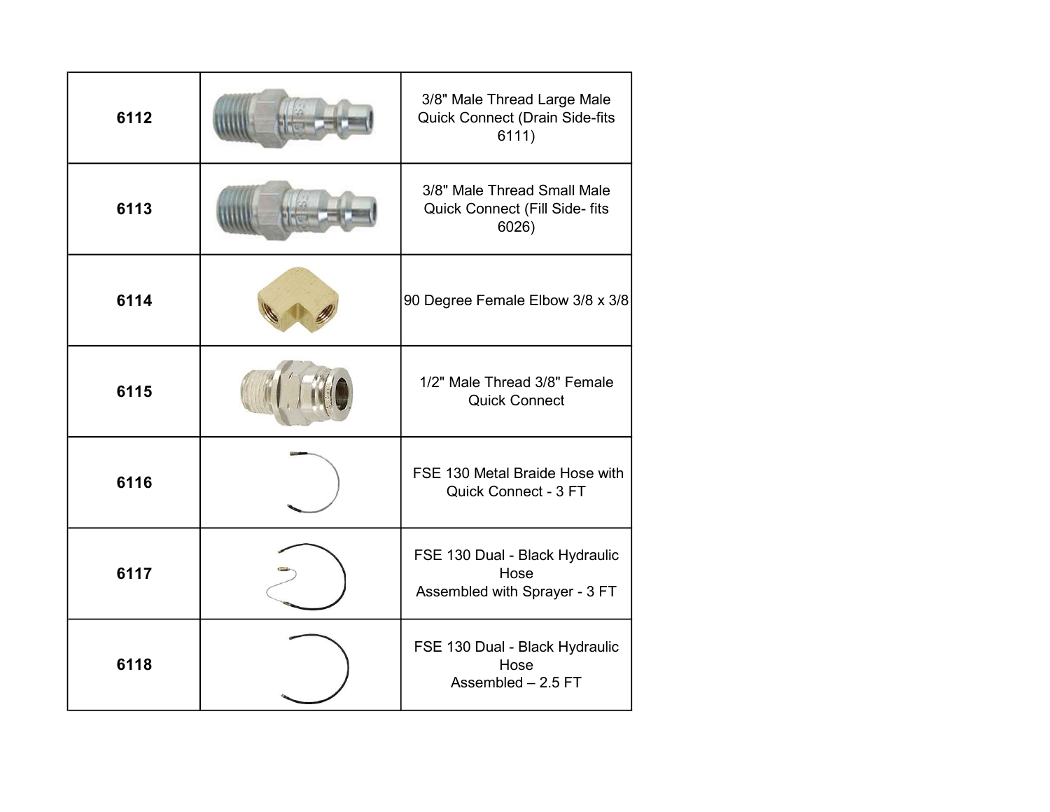| | | |
|---|---|---|
| **6112** | | 3/8" Male Thread Large Male Quick Connect (Drain Side-fits 6111) |
| **6113** | | 3/8" Male Thread Small Male Quick Connect (Fill Side- fits 6026) |
| **6114** | | 90 Degree Female Elbow 3/8 x 3/8 |
| **6115** | | 1/2" Male Thread 3/8" Female Quick Connect |
| **6116** | | FSE 130 Metal Braide Hose with Quick Connect - 3 FT |
| **6117** | | FSE 130 Dual - Black Hydraulic Hose Assembled with Sprayer - 3 FT |
| **6118** | | FSE 130 Dual - Black Hydraulic Hose Assembled – 2.5 FT |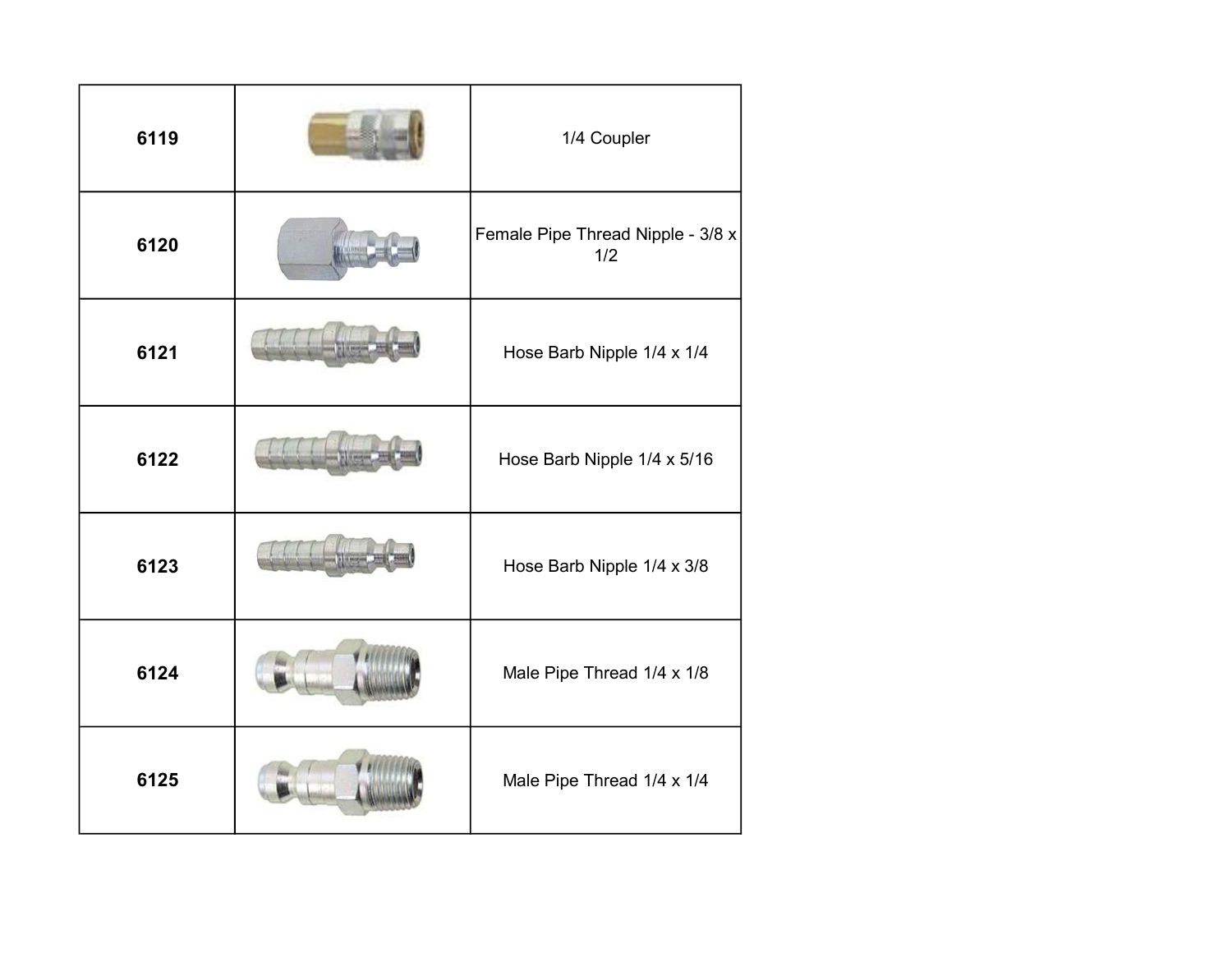| 6119 | | 1/4 Coupler |
|---|---|---|
| 6120 | | Female Pipe Thread Nipple - 3/8 x 1/2 |
| 6121 | | Hose Barb Nipple 1/4 x 1/4 |
| 6122 | | Hose Barb Nipple 1/4 x 5/16 |
| 6123 | | Hose Barb Nipple 1/4 x 3/8 |
| 6124 | | Male Pipe Thread 1/4 x 1/8 |
| 6125 | | Male Pipe Thread 1/4 x 1/4 |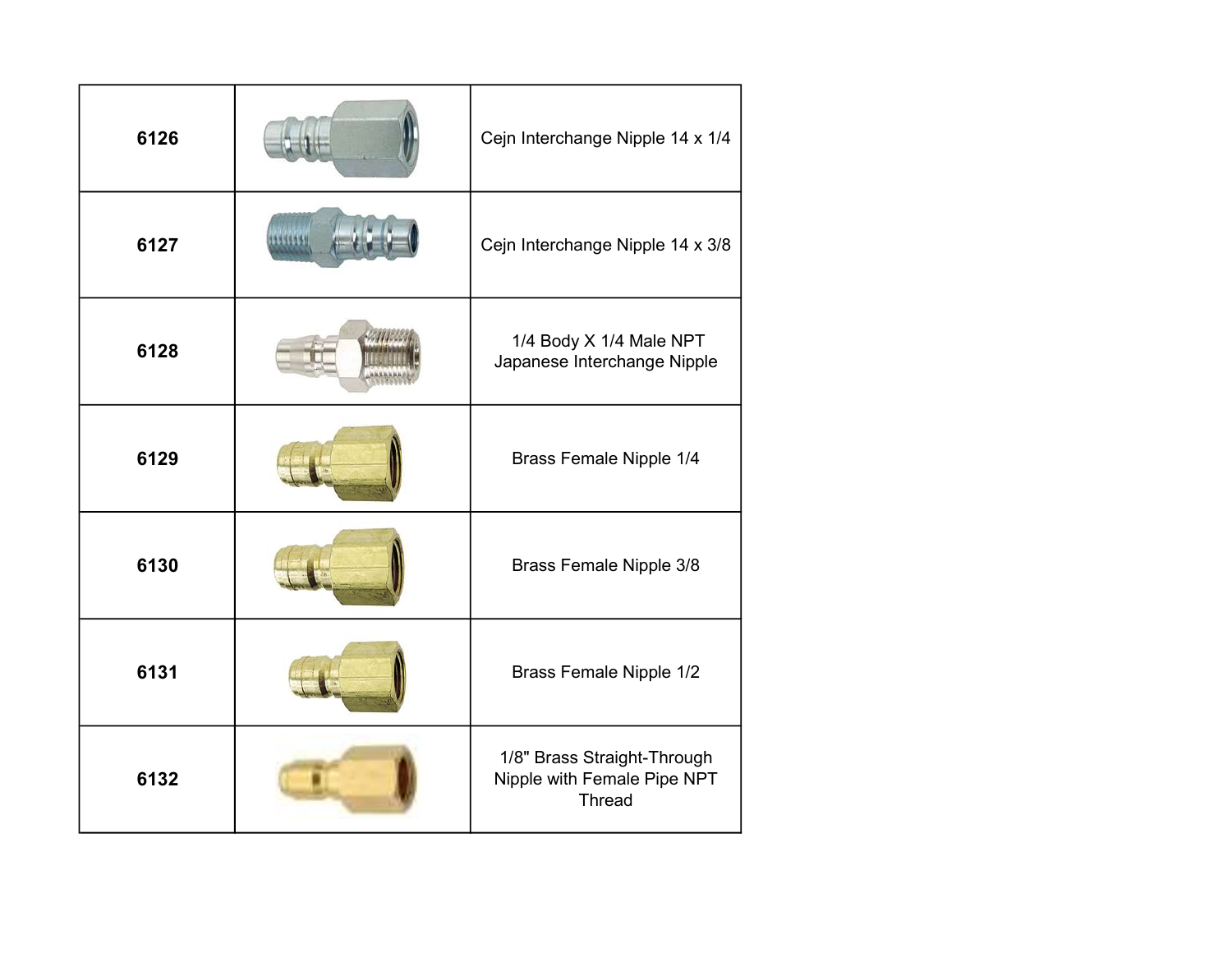| | | |
|---|---|---|
| **6126** | | Cejn Interchange Nipple 14 x 1/4 |
| **6127** | | Cejn Interchange Nipple 14 x 3/8 |
| **6128** | | 1/4 Body X 1/4 Male NPT Japanese Interchange Nipple |
| **6129** | | Brass Female Nipple 1/4 |
| **6130** | | Brass Female Nipple 3/8 |
| **6131** | | Brass Female Nipple 1/2 |
| **6132** | | 1/8" Brass Straight-Through Nipple with Female Pipe NPT Thread |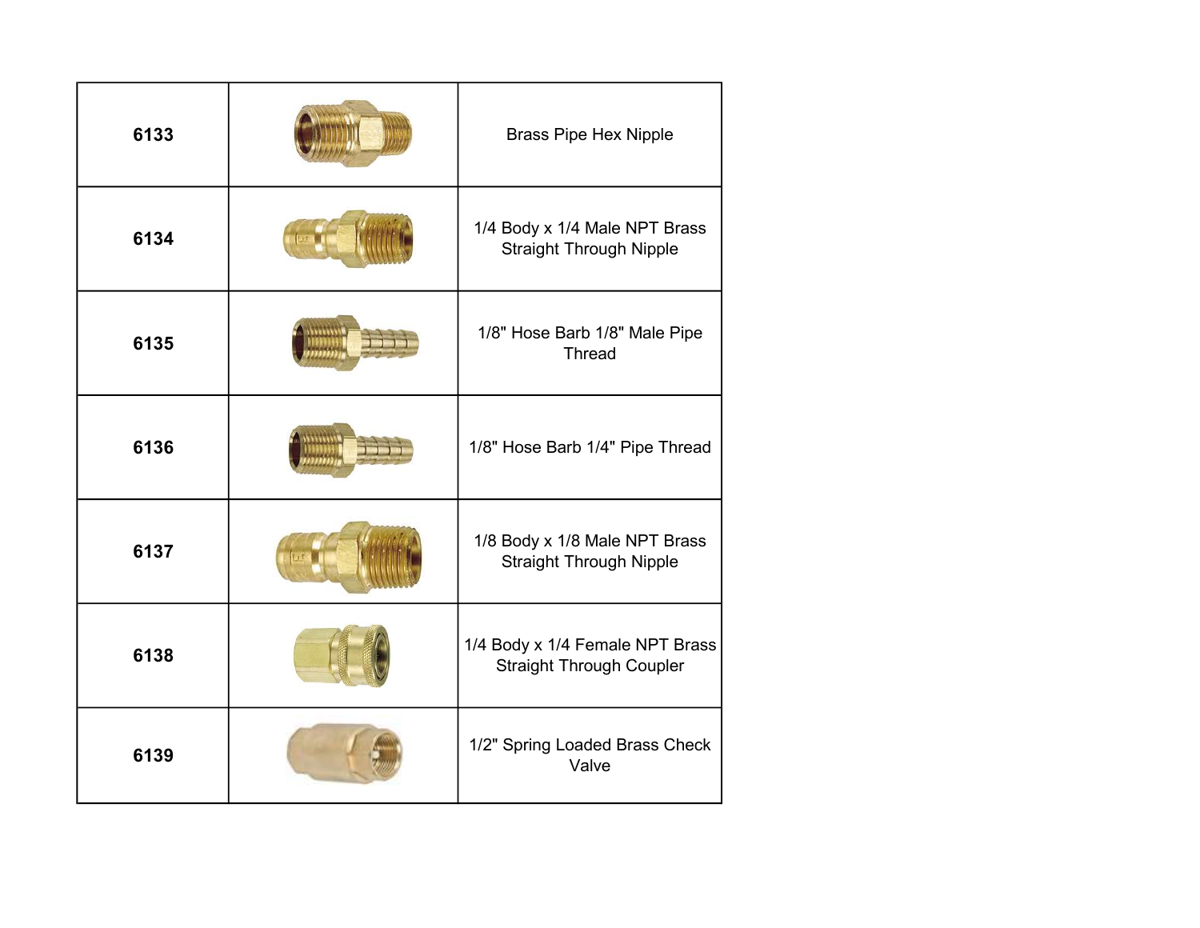| | | |
|---|---|---|
| **6133** | | Brass Pipe Hex Nipple |
| **6134** | | 1/4 Body x 1/4 Male NPT Brass Straight Through Nipple |
| **6135** | | 1/8" Hose Barb 1/8" Male Pipe Thread |
| **6136** | | 1/8" Hose Barb 1/4" Pipe Thread |
| **6137** | | 1/8 Body x 1/8 Male NPT Brass Straight Through Nipple |
| **6138** | | 1/4 Body x 1/4 Female NPT Brass Straight Through Coupler |
| **6139** | | 1/2" Spring Loaded Brass Check Valve |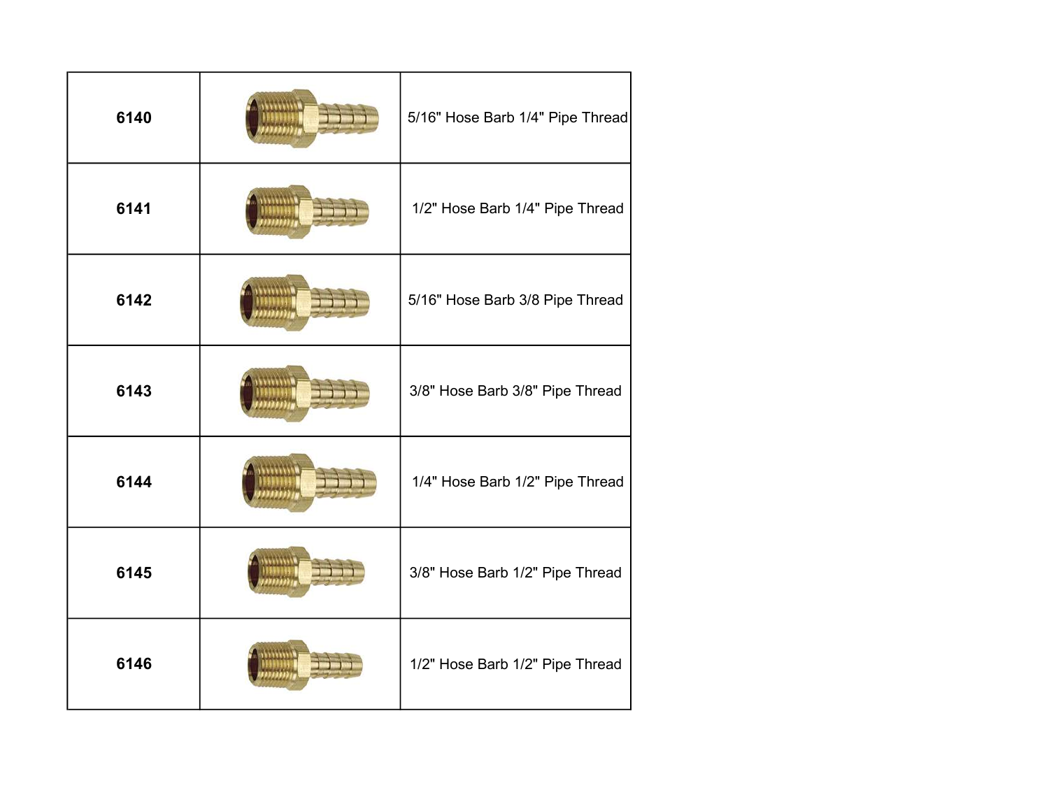| | | |
|---|---|---|
| **6140** | | 5/16" Hose Barb 1/4" Pipe Thread |
| **6141** | | 1/2" Hose Barb 1/4" Pipe Thread |
| **6142** | | 5/16" Hose Barb 3/8 Pipe Thread |
| **6143** | | 3/8" Hose Barb 3/8" Pipe Thread |
| **6144** | | 1/4" Hose Barb 1/2" Pipe Thread |
| **6145** | | 3/8" Hose Barb 1/2" Pipe Thread |
| **6146** | | 1/2" Hose Barb 1/2" Pipe Thread |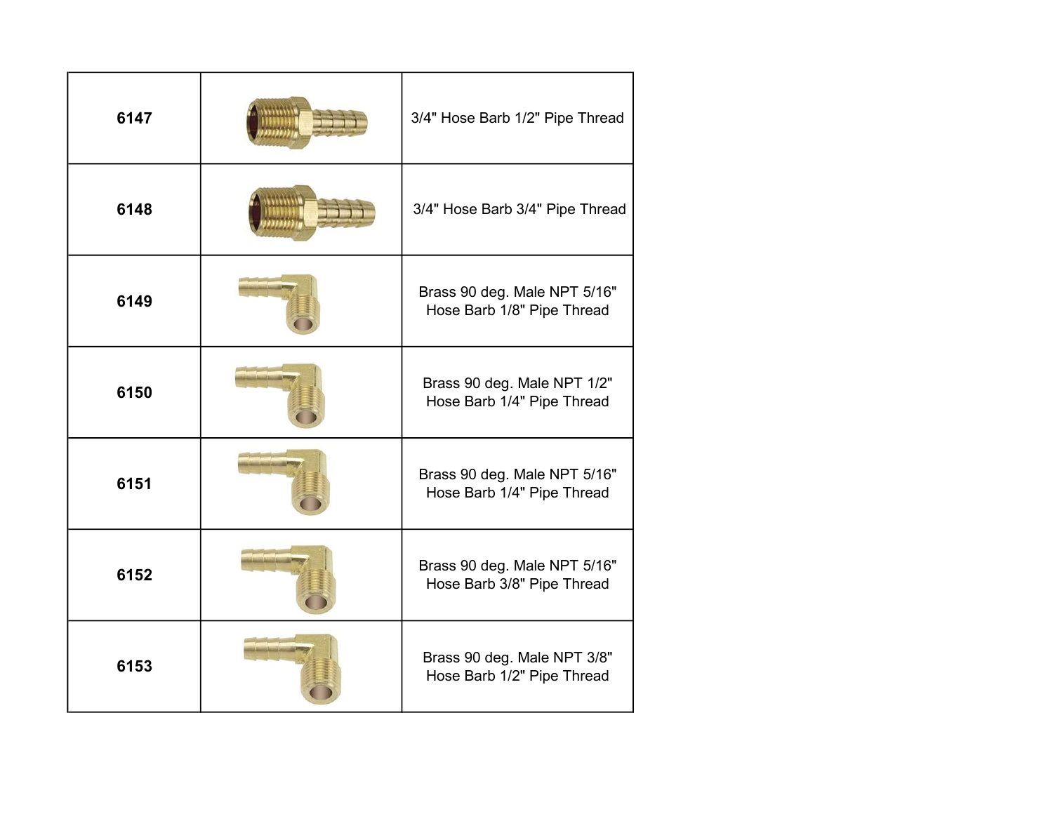| | | |
|---|---|---|
| **6147** | | 3/4" Hose Barb 1/2" Pipe Thread |
| **6148** | | 3/4" Hose Barb 3/4" Pipe Thread |
| **6149** | | Brass 90 deg. Male NPT 5/16" Hose Barb 1/8" Pipe Thread |
| **6150** | | Brass 90 deg. Male NPT 1/2" Hose Barb 1/4" Pipe Thread |
| **6151** | | Brass 90 deg. Male NPT 5/16" Hose Barb 1/4" Pipe Thread |
| **6152** | | Brass 90 deg. Male NPT 5/16" Hose Barb 3/8" Pipe Thread |
| **6153** | | Brass 90 deg. Male NPT 3/8" Hose Barb 1/2" Pipe Thread |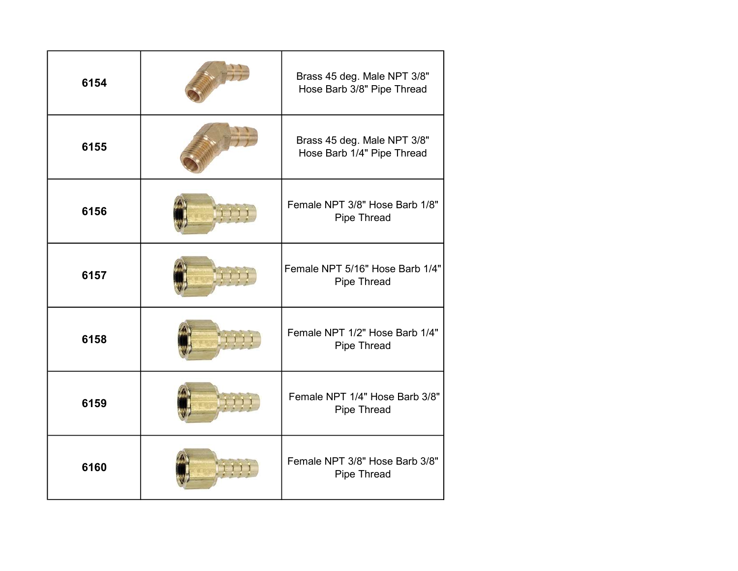| 6154 | | Brass 45 deg. Male NPT 3/8" Hose Barb 3/8" Pipe Thread |
|---|---|---|
| 6155 | | Brass 45 deg. Male NPT 3/8" Hose Barb 1/4" Pipe Thread |
| 6156 | | Female NPT 3/8" Hose Barb 1/8" Pipe Thread |
| 6157 | | Female NPT 5/16" Hose Barb 1/4" Pipe Thread |
| 6158 | | Female NPT 1/2" Hose Barb 1/4" Pipe Thread |
| 6159 | | Female NPT 1/4" Hose Barb 3/8" Pipe Thread |
| 6160 | | Female NPT 3/8" Hose Barb 3/8" Pipe Thread |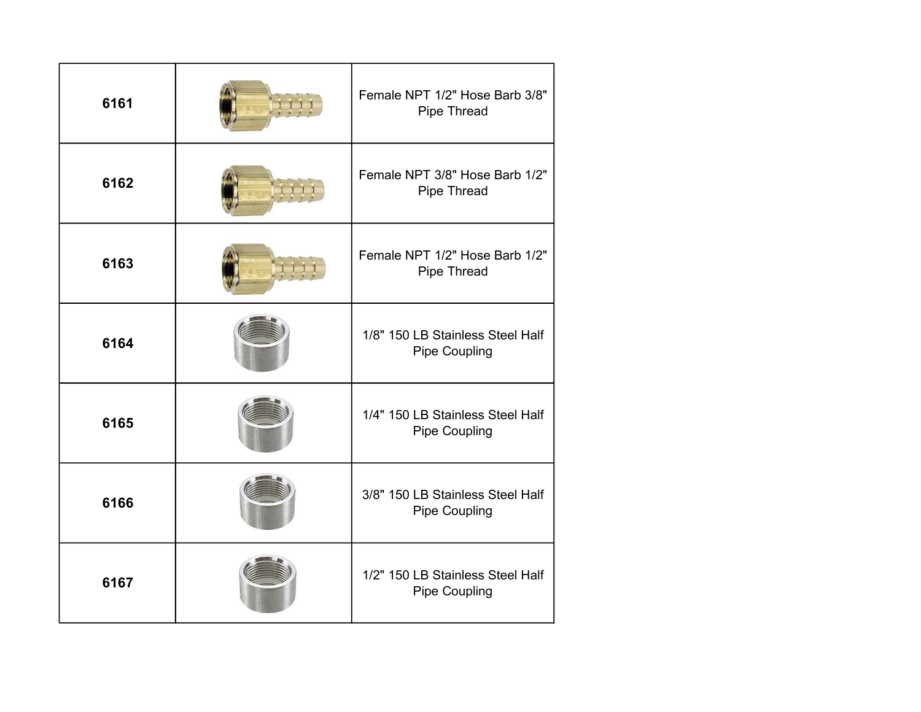| | | |
|---|---|---|
| **6161** | | Female NPT 1/2" Hose Barb 3/8" Pipe Thread |
| **6162** | | Female NPT 3/8" Hose Barb 1/2" Pipe Thread |
| **6163** | | Female NPT 1/2" Hose Barb 1/2" Pipe Thread |
| **6164** | | 1/8" 150 LB Stainless Steel Half Pipe Coupling |
| **6165** | | 1/4" 150 LB Stainless Steel Half Pipe Coupling |
| **6166** | | 3/8" 150 LB Stainless Steel Half Pipe Coupling |
| **6167** | | 1/2" 150 LB Stainless Steel Half Pipe Coupling |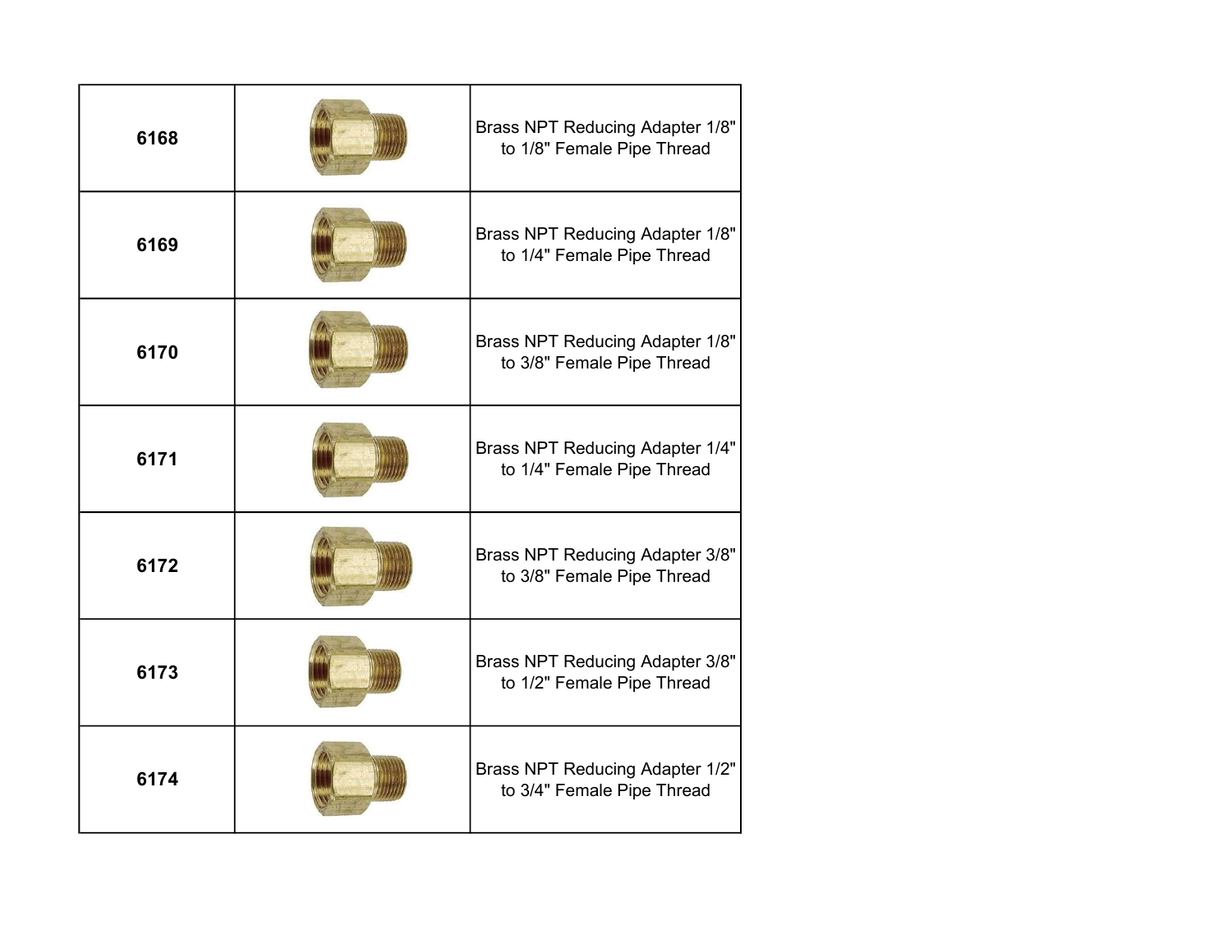| | | |
|---|---|---|
| **6168** | | Brass NPT Reducing Adapter 1/8" to 1/8" Female Pipe Thread |
| **6169** | | Brass NPT Reducing Adapter 1/8" to 1/4" Female Pipe Thread |
| **6170** | | Brass NPT Reducing Adapter 1/8" to 3/8" Female Pipe Thread |
| **6171** | | Brass NPT Reducing Adapter 1/4" to 1/4" Female Pipe Thread |
| **6172** | | Brass NPT Reducing Adapter 3/8" to 3/8" Female Pipe Thread |
| **6173** | | Brass NPT Reducing Adapter 3/8" to 1/2" Female Pipe Thread |
| **6174** | | Brass NPT Reducing Adapter 1/2" to 3/4" Female Pipe Thread |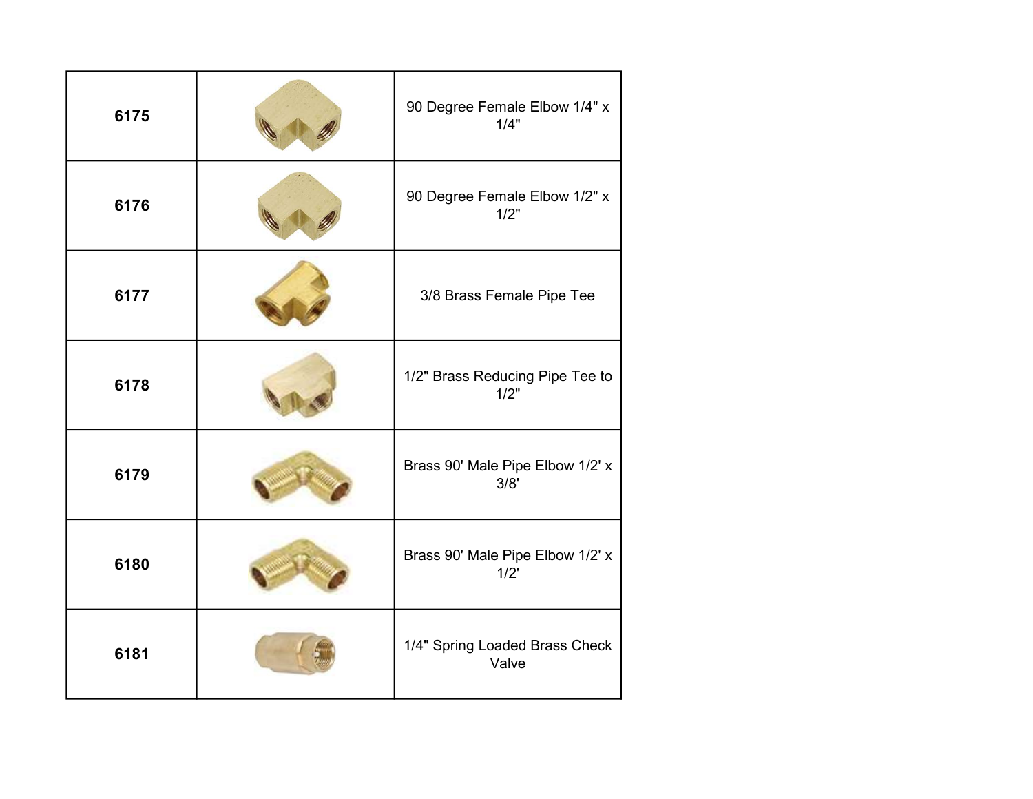| | | |
|---|---|---|
| **6175** | | 90 Degree Female Elbow 1/4" x 1/4" |
| **6176** | | 90 Degree Female Elbow 1/2" x 1/2" |
| **6177** | | 3/8 Brass Female Pipe Tee |
| **6178** | | 1/2" Brass Reducing Pipe Tee to 1/2" |
| **6179** | | Brass 90' Male Pipe Elbow 1/2' x 3/8' |
| **6180** | | Brass 90' Male Pipe Elbow 1/2' x 1/2' |
| **6181** | | 1/4" Spring Loaded Brass Check Valve |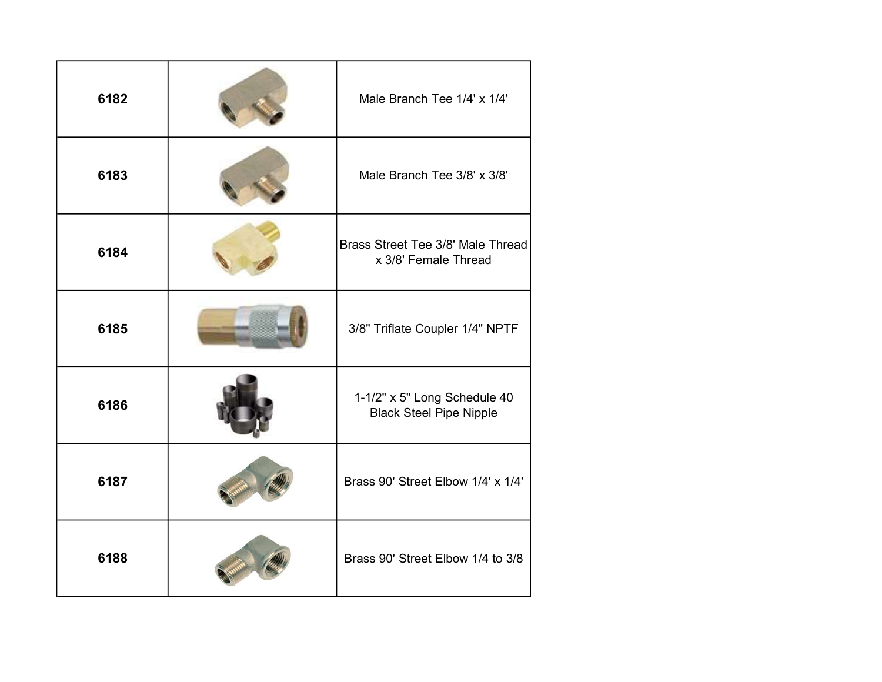| | | |
|---|---|---|
| **6182** | | Male Branch Tee 1/4' x 1/4' |
| **6183** | | Male Branch Tee 3/8' x 3/8' |
| **6184** | | Brass Street Tee 3/8' Male Thread x 3/8' Female Thread |
| **6185** | | 3/8" Triflate Coupler 1/4" NPTF |
| **6186** | | 1-1/2" x 5" Long Schedule 40 Black Steel Pipe Nipple |
| **6187** | | Brass 90' Street Elbow 1/4' x 1/4' |
| **6188** | | Brass 90' Street Elbow 1/4 to 3/8 |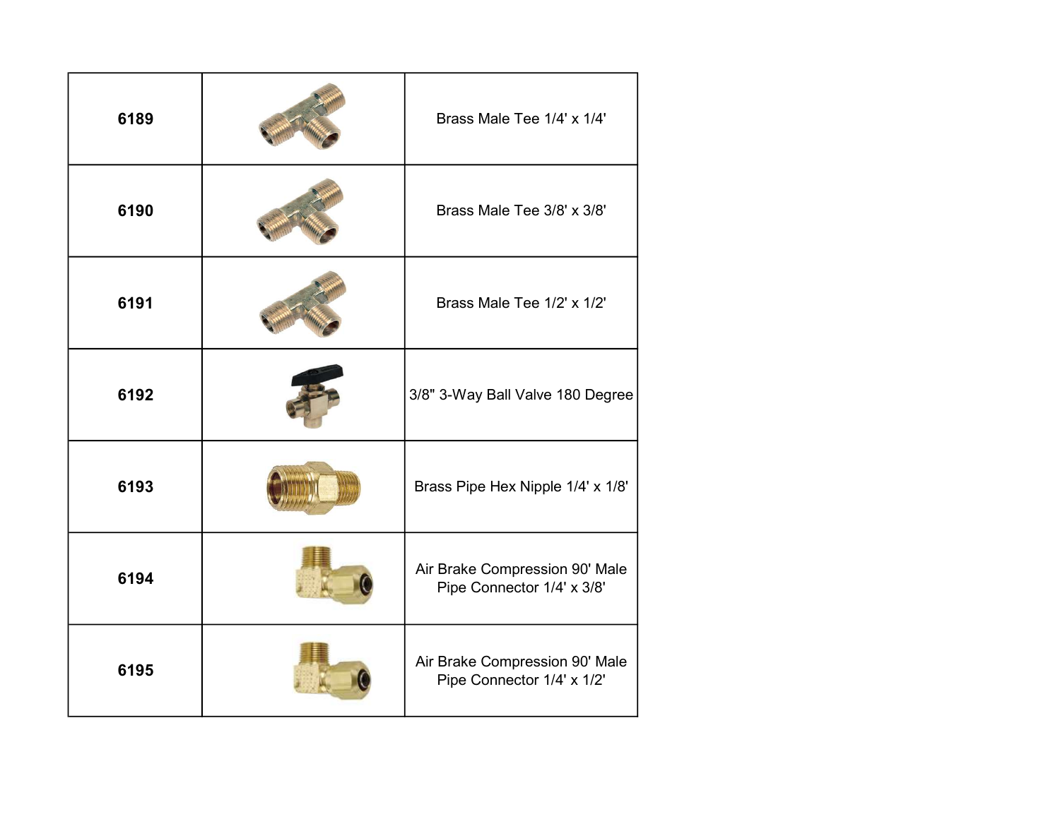| | | |
|---|---|---|
| **6189** | | Brass Male Tee 1/4' x 1/4' |
| **6190** | | Brass Male Tee 3/8' x 3/8' |
| **6191** | | Brass Male Tee 1/2' x 1/2' |
| **6192** | | 3/8" 3-Way Ball Valve 180 Degree |
| **6193** | | Brass Pipe Hex Nipple 1/4' x 1/8' |
| **6194** | | Air Brake Compression 90' Male Pipe Connector 1/4' x 3/8' |
| **6195** | | Air Brake Compression 90' Male Pipe Connector 1/4' x 1/2' |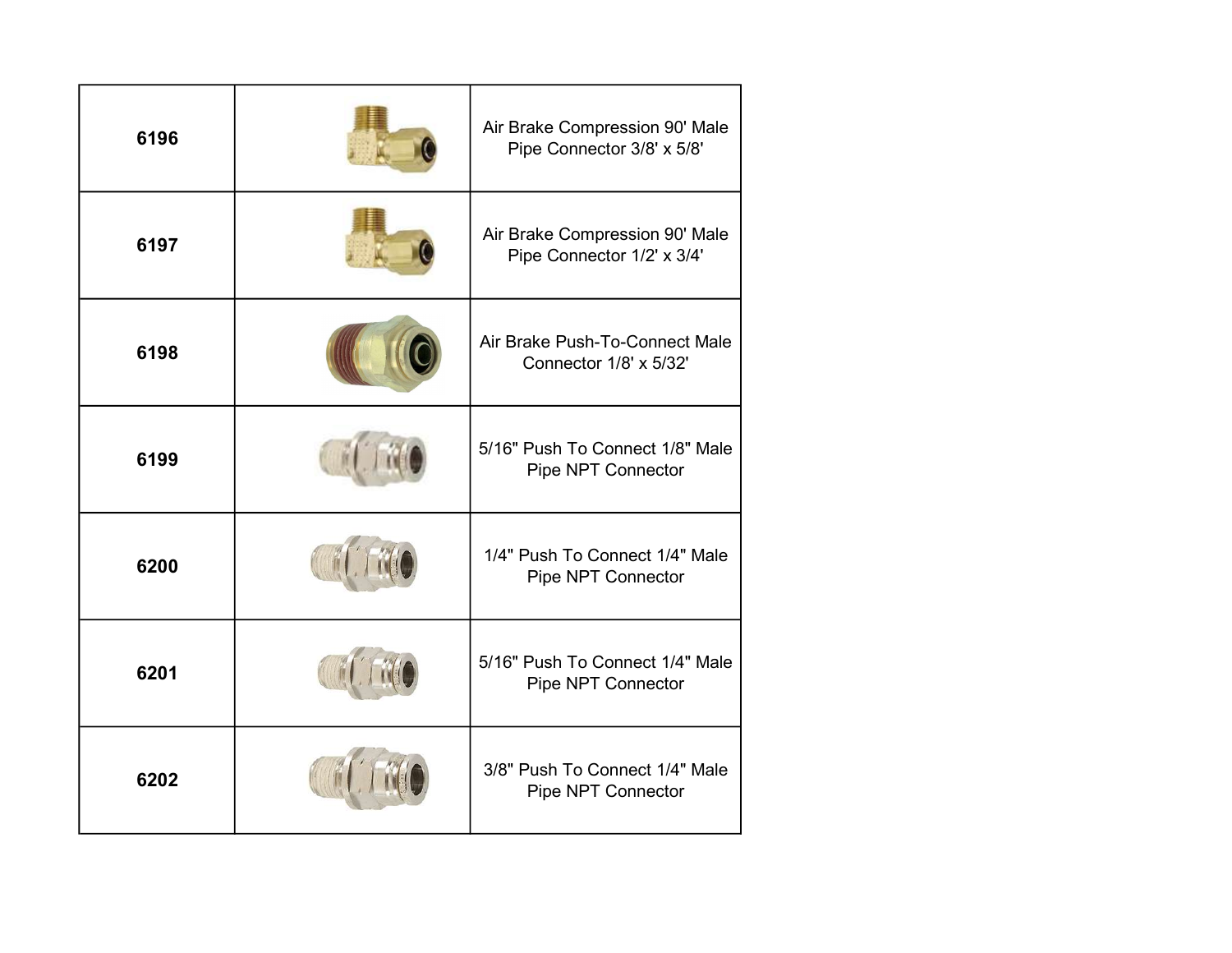| | | |
|---|---|---|
| **6196** | | Air Brake Compression 90' Male Pipe Connector 3/8' x 5/8' |
| **6197** | | Air Brake Compression 90' Male Pipe Connector 1/2' x 3/4' |
| **6198** | | Air Brake Push-To-Connect Male Connector 1/8' x 5/32' |
| **6199** | | 5/16" Push To Connect 1/8" Male Pipe NPT Connector |
| **6200** | | 1/4" Push To Connect 1/4" Male Pipe NPT Connector |
| **6201** | | 5/16" Push To Connect 1/4" Male Pipe NPT Connector |
| **6202** | | 3/8" Push To Connect 1/4" Male Pipe NPT Connector |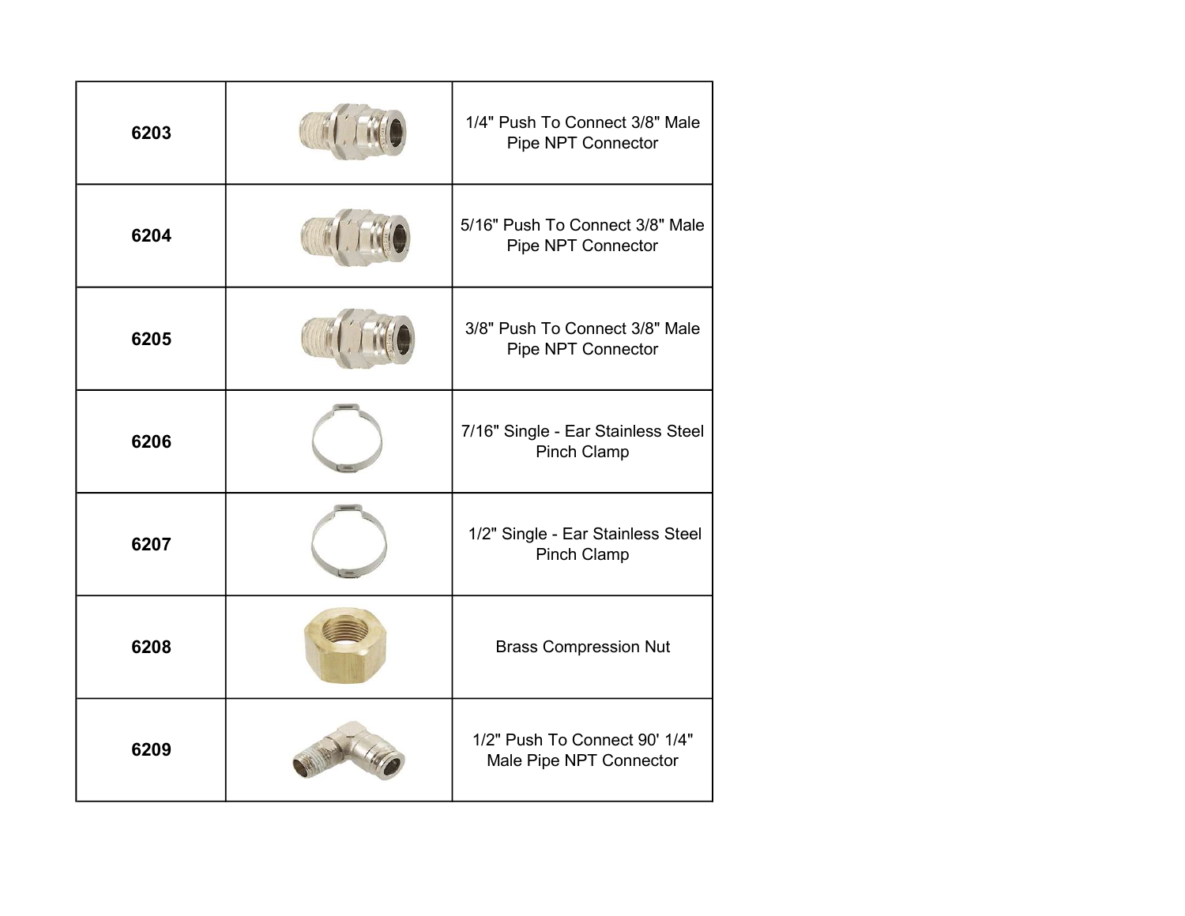| | | |
|---|---|---|
| **6203** | | 1/4" Push To Connect 3/8" Male Pipe NPT Connector |
| **6204** | | 5/16" Push To Connect 3/8" Male Pipe NPT Connector |
| **6205** | | 3/8" Push To Connect 3/8" Male Pipe NPT Connector |
| **6206** | | 7/16" Single - Ear Stainless Steel Pinch Clamp |
| **6207** | | 1/2" Single - Ear Stainless Steel Pinch Clamp |
| **6208** | | Brass Compression Nut |
| **6209** | | 1/2" Push To Connect 90' 1/4" Male Pipe NPT Connector |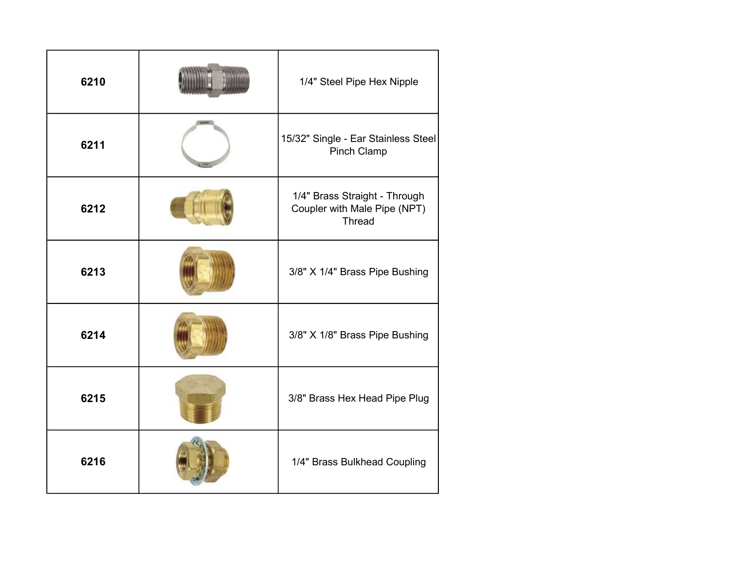| | | |
|---|---|---|
| **6210** | | 1/4" Steel Pipe Hex Nipple |
| **6211** | | 15/32" Single - Ear Stainless Steel Pinch Clamp |
| **6212** | | 1/4" Brass Straight - Through Coupler with Male Pipe (NPT) Thread |
| **6213** | | 3/8" X 1/4" Brass Pipe Bushing |
| **6214** | | 3/8" X 1/8" Brass Pipe Bushing |
| **6215** | | 3/8" Brass Hex Head Pipe Plug |
| **6216** | | 1/4" Brass Bulkhead Coupling |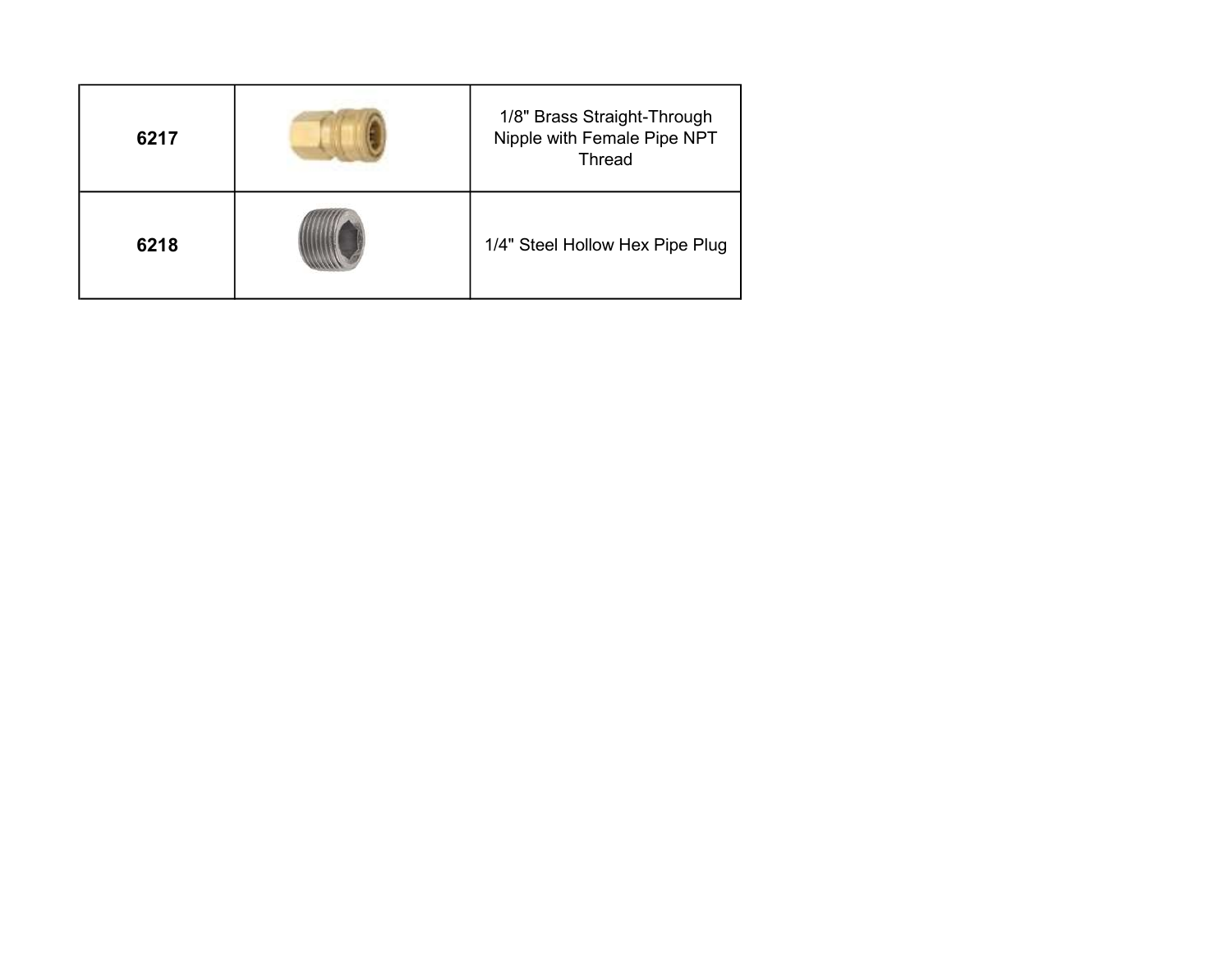| | | |
|---|---|---|
| **6217** | | 1/8" Brass Straight-Through Nipple with Female Pipe NPT Thread |
| **6218** | | 1/4" Steel Hollow Hex Pipe Plug |